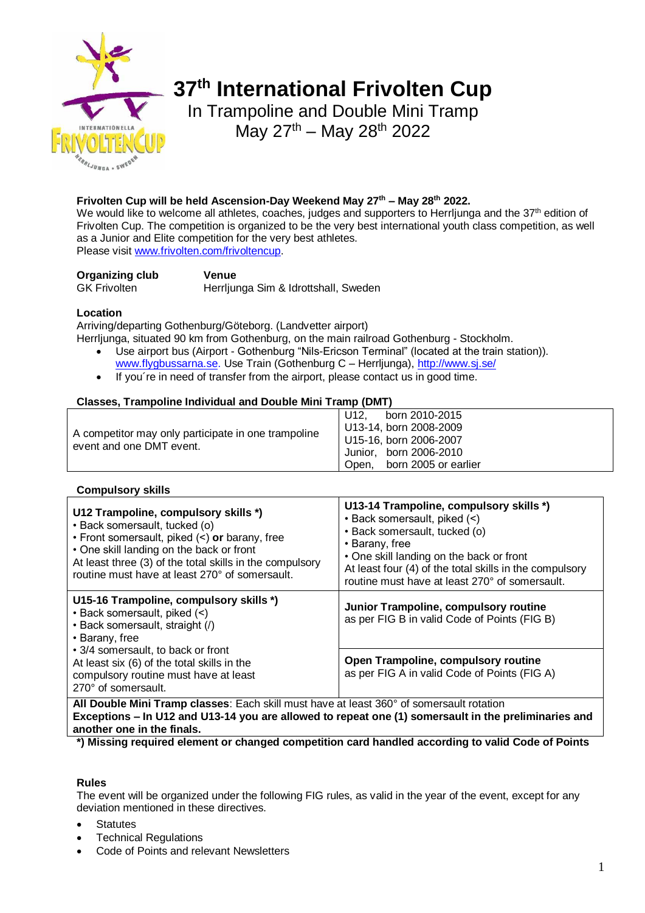# 37th International Frivolten Cup

In Trampoline and Double Mini Tramp

May 27th – May 28th 2022

**Frivolten Cup will be held Ascension-Day Weekend May 27th – May 28th 2022.**

We would like to welcome all athletes, coaches, judges and supporters to Herrljunga and the 37th edition of Frivolten Cup. The competition is organized to be the very best international youth class competition, as well as a Junior and Elite competition for the very best athletes.

Please visit www.frivolten.com/frivoltencup.

| **Organizing club** | **Venue** |
|---|---|
| GK Frivolten | Herrljunga Sim & Idrottshall, Sweden |

**Location**

Arriving/departing Gothenburg/Göteborg. (Landvetter airport)

Herrljunga, situated 90 km from Gothenburg, on the main railroad Gothenburg - Stockholm.

- Use airport bus (Airport - Gothenburg "Nils-Ericson Terminal" (located at the train station)). www.flygbussarna.se. Use Train (Gothenburg C – Herrljunga), http://www.sj.se/
- If you´re in need of transfer from the airport, please contact us in good time.

**Classes, Trampoline Individual and Double Mini Tramp (DMT)**

| | |
|---|---|
| A competitor may only participate in one trampoline event and one DMT event. | U12, born 2010-2015<br>U13-14, born 2008-2009<br>U15-16, born 2006-2007<br>Junior, born 2006-2010<br>Open, born 2005 or earlier |

**Compulsory skills**

| | |
|---|---|
| **U12 Trampoline, compulsory skills \*)**<br>• Back somersault, tucked (o)<br>• Front somersault, piked (<) **or** barany, free<br>• One skill landing on the back or front<br>At least three (3) of the total skills in the compulsory routine must have at least 270° of somersault. | **U13-14 Trampoline, compulsory skills \*)**<br>• Back somersault, piked (<)<br>• Back somersault, tucked (o)<br>• Barany, free<br>• One skill landing on the back or front<br>At least four (4) of the total skills in the compulsory routine must have at least 270° of somersault. |
| **U15-16 Trampoline, compulsory skills \*)**<br>• Back somersault, piked (<)<br>• Back somersault, straight (/)<br>• Barany, free<br>• 3/4 somersault, to back or front<br>At least six (6) of the total skills in the compulsory routine must have at least 270° of somersault. | **Junior Trampoline, compulsory routine**<br>as per FIG B in valid Code of Points (FIG B)<br><br>**Open Trampoline, compulsory routine**<br>as per FIG A in valid Code of Points (FIG A) |
| **All Double Mini Tramp classes**: Each skill must have at least 360° of somersault rotation<br>**Exceptions – In U12 and U13-14 you are allowed to repeat one (1) somersault in the preliminaries and another one in the finals.** | |

**\*) Missing required element or changed competition card handled according to valid Code of Points**

**Rules**

The event will be organized under the following FIG rules, as valid in the year of the event, except for any deviation mentioned in these directives.

- Statutes
- Technical Regulations
- Code of Points and relevant Newsletters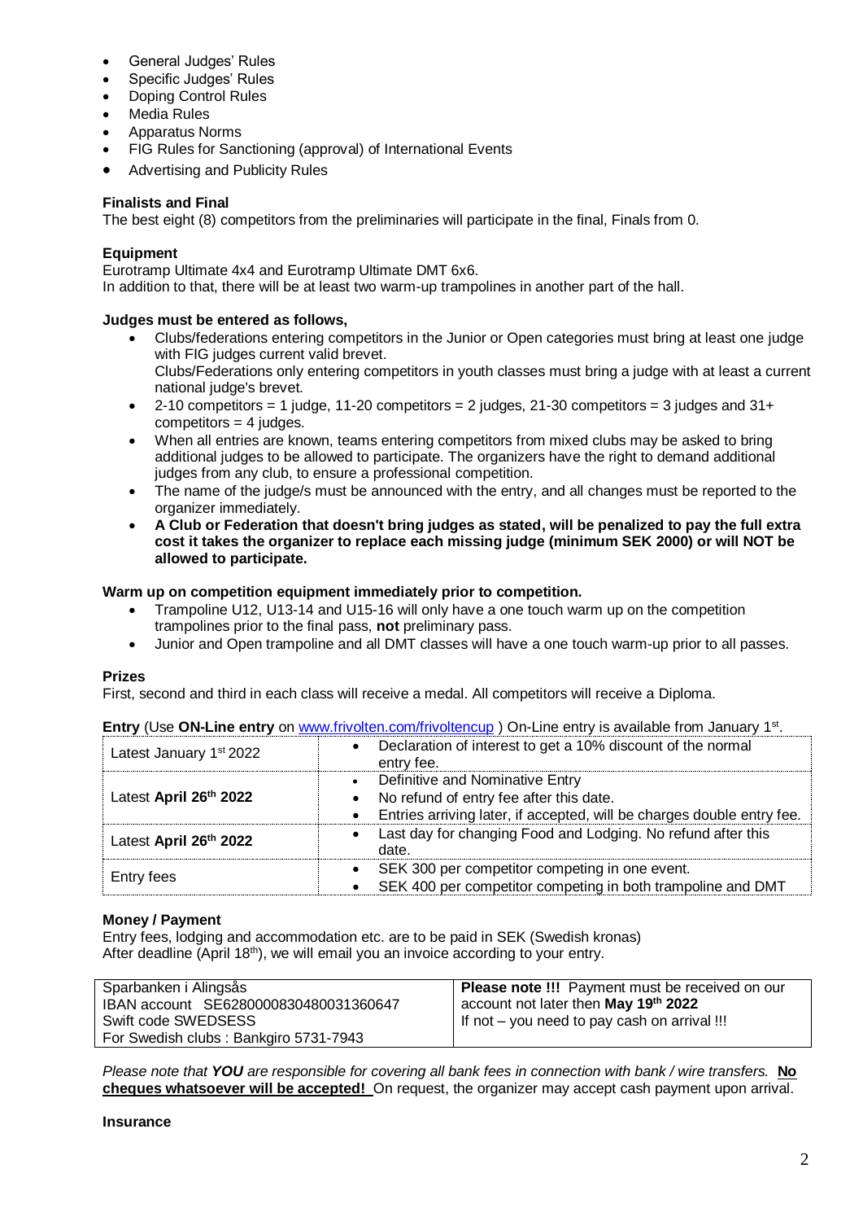- General Judges' Rules
- Specific Judges' Rules
- Doping Control Rules
- Media Rules
- Apparatus Norms
- FIG Rules for Sanctioning (approval) of International Events
- Advertising and Publicity Rules

**Finalists and Final**

The best eight (8) competitors from the preliminaries will participate in the final, Finals from 0.

**Equipment**

Eurotramp Ultimate 4x4 and Eurotramp Ultimate DMT 6x6.
In addition to that, there will be at least two warm-up trampolines in another part of the hall.

**Judges must be entered as follows,**

- Clubs/federations entering competitors in the Junior or Open categories must bring at least one judge with FIG judges current valid brevet.
  Clubs/Federations only entering competitors in youth classes must bring a judge with at least a current national judge's brevet.
- 2-10 competitors = 1 judge, 11-20 competitors = 2 judges, 21-30 competitors = 3 judges and 31+ competitors = 4 judges.
- When all entries are known, teams entering competitors from mixed clubs may be asked to bring additional judges to be allowed to participate. The organizers have the right to demand additional judges from any club, to ensure a professional competition.
- The name of the judge/s must be announced with the entry, and all changes must be reported to the organizer immediately.
- **A Club or Federation that doesn't bring judges as stated, will be penalized to pay the full extra cost it takes the organizer to replace each missing judge (minimum SEK 2000) or will NOT be allowed to participate.**

**Warm up on competition equipment immediately prior to competition.**

- Trampoline U12, U13-14 and U15-16 will only have a one touch warm up on the competition trampolines prior to the final pass, **not** preliminary pass.
- Junior and Open trampoline and all DMT classes will have a one touch warm-up prior to all passes.

**Prizes**

First, second and third in each class will receive a medal. All competitors will receive a Diploma.

**Entry** (Use **ON-Line entry** on www.frivolten.com/frivoltencup ) On-Line entry is available from January 1st.

| | |
|---|---|
| Latest January 1st 2022 | • Declaration of interest to get a 10% discount of the normal entry fee. |
| Latest **April 26th 2022** | • Definitive and Nominative Entry<br>• No refund of entry fee after this date.<br>• Entries arriving later, if accepted, will be charges double entry fee. |
| Latest **April 26th 2022** | • Last day for changing Food and Lodging. No refund after this date. |
| Entry fees | • SEK 300 per competitor competing in one event.<br>• SEK 400 per competitor competing in both trampoline and DMT |

**Money / Payment**

Entry fees, lodging and accommodation etc. are to be paid in SEK (Swedish kronas)
After deadline (April 18th), we will email you an invoice according to your entry.

| | |
|---|---|
| Sparbanken i Alingsås<br>IBAN account SE6280000830480031360647<br>Swift code SWEDSESS<br>For Swedish clubs : Bankgiro 5731-7943 | **Please note !!!** Payment must be received on our account not later then **May 19th 2022**<br>If not – you need to pay cash on arrival !!! |

*Please note that **YOU** are responsible for covering all bank fees in connection with bank / wire transfers.* **<u>No cheques whatsoever will be accepted!</u>** On request, the organizer may accept cash payment upon arrival.

**Insurance**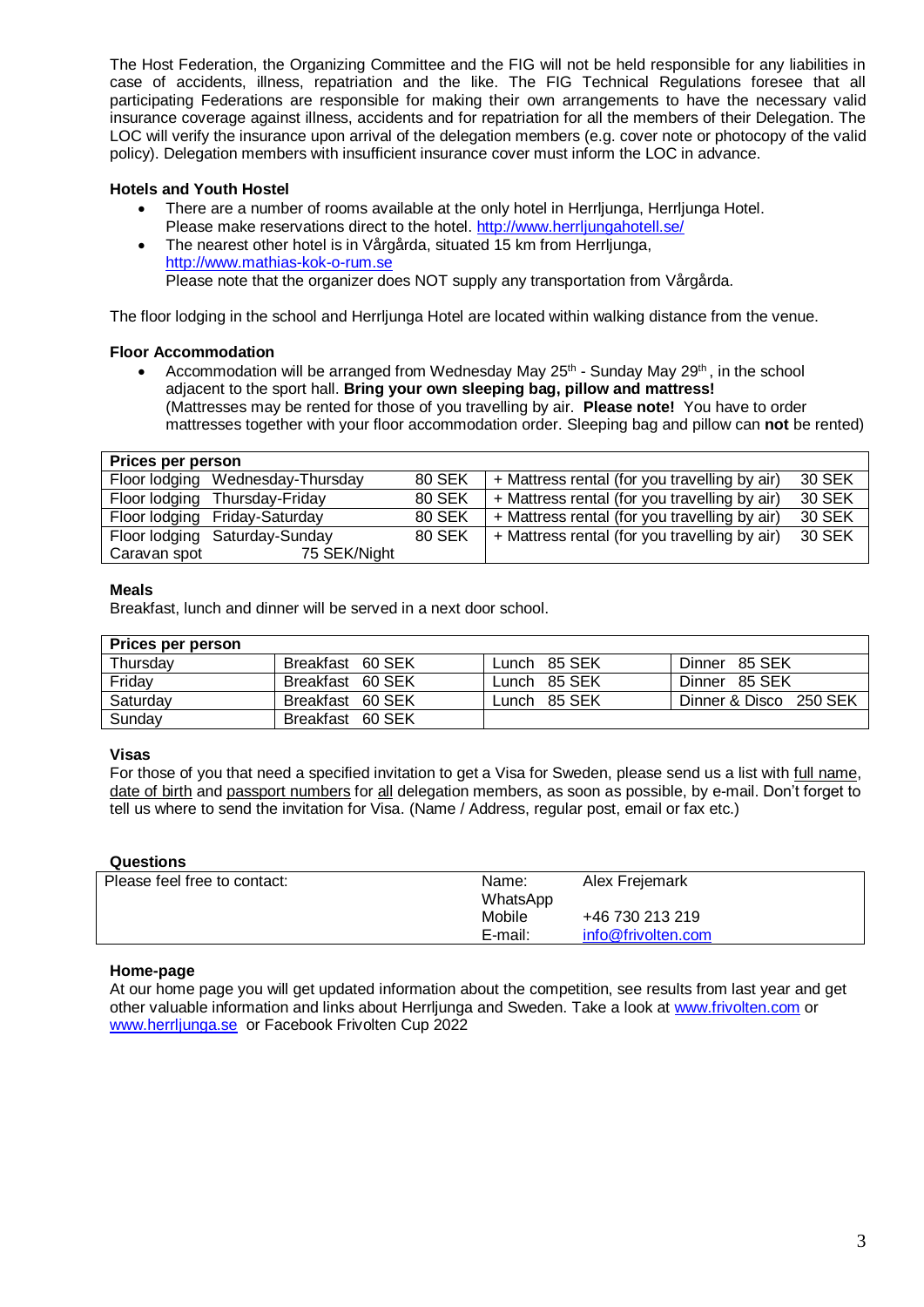The Host Federation, the Organizing Committee and the FIG will not be held responsible for any liabilities in case of accidents, illness, repatriation and the like. The FIG Technical Regulations foresee that all participating Federations are responsible for making their own arrangements to have the necessary valid insurance coverage against illness, accidents and for repatriation for all the members of their Delegation. The LOC will verify the insurance upon arrival of the delegation members (e.g. cover note or photocopy of the valid policy). Delegation members with insufficient insurance cover must inform the LOC in advance.

**Hotels and Youth Hostel**

- There are a number of rooms available at the only hotel in Herrljunga, Herrljunga Hotel. Please make reservations direct to the hotel. http://www.herrljungahotell.se/
- The nearest other hotel is in Vårgårda, situated 15 km from Herrljunga, http://www.mathias-kok-o-rum.se
  Please note that the organizer does NOT supply any transportation from Vårgårda.

The floor lodging in the school and Herrljunga Hotel are located within walking distance from the venue.

**Floor Accommodation**

- Accommodation will be arranged from Wednesday May 25th - Sunday May 29th, in the school adjacent to the sport hall. **Bring your own sleeping bag, pillow and mattress!** (Mattresses may be rented for those of you travelling by air. **Please note!** You have to order mattresses together with your floor accommodation order. Sleeping bag and pillow can **not** be rented)

| Prices per person | | | |
|---|---|---|---|
| Floor lodging Wednesday-Thursday | 80 SEK | + Mattress rental (for you travelling by air) | 30 SEK |
| Floor lodging Thursday-Friday | 80 SEK | + Mattress rental (for you travelling by air) | 30 SEK |
| Floor lodging Friday-Saturday | 80 SEK | + Mattress rental (for you travelling by air) | 30 SEK |
| Floor lodging Saturday-Sunday | 80 SEK | + Mattress rental (for you travelling by air) | 30 SEK |
| Caravan spot 75 SEK/Night | | | |

**Meals**

Breakfast, lunch and dinner will be served in a next door school.

| Prices per person | | | |
|---|---|---|---|
| Thursday | Breakfast 60 SEK | Lunch 85 SEK | Dinner 85 SEK |
| Friday | Breakfast 60 SEK | Lunch 85 SEK | Dinner 85 SEK |
| Saturday | Breakfast 60 SEK | Lunch 85 SEK | Dinner & Disco 250 SEK |
| Sunday | Breakfast 60 SEK | | |

**Visas**

For those of you that need a specified invitation to get a Visa for Sweden, please send us a list with full name, date of birth and passport numbers for all delegation members, as soon as possible, by e-mail. Don't forget to tell us where to send the invitation for Visa. (Name / Address, regular post, email or fax etc.)

**Questions**

| Please feel free to contact: | Name: | Alex Frejemark |
|---|---|---|
| | WhatsApp | |
| | Mobile | +46 730 213 219 |
| | E-mail: | info@frivolten.com |

**Home-page**

At our home page you will get updated information about the competition, see results from last year and get other valuable information and links about Herrljunga and Sweden. Take a look at www.frivolten.com or www.herrljunga.se or Facebook Frivolten Cup 2022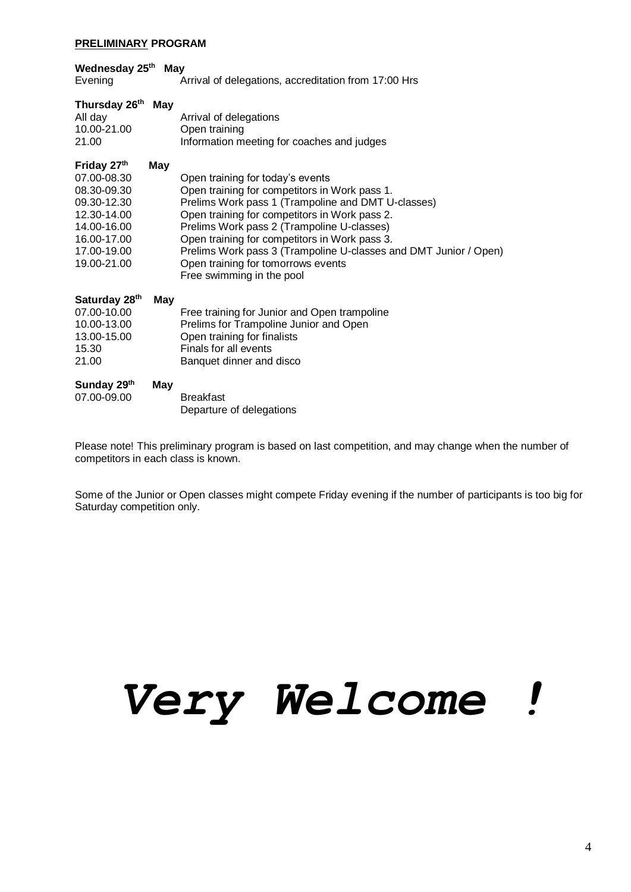## **PRELIMINARY PROGRAM**

**Wednesday 25th May**

| | |
|---|---|
| Evening | Arrival of delegations, accreditation from 17:00 Hrs |

**Thursday 26th May**

| | |
|---|---|
| All day | Arrival of delegations |
| 10.00-21.00 | Open training |
| 21.00 | Information meeting for coaches and judges |

**Friday 27th May**

| | |
|---|---|
| 07.00-08.30 | Open training for today's events |
| 08.30-09.30 | Open training for competitors in Work pass 1. |
| 09.30-12.30 | Prelims Work pass 1 (Trampoline and DMT U-classes) |
| 12.30-14.00 | Open training for competitors in Work pass 2. |
| 14.00-16.00 | Prelims Work pass 2 (Trampoline U-classes) |
| 16.00-17.00 | Open training for competitors in Work pass 3. |
| 17.00-19.00 | Prelims Work pass 3 (Trampoline U-classes and DMT Junior / Open) |
| 19.00-21.00 | Open training for tomorrows events<br>Free swimming in the pool |

**Saturday 28th May**

| | |
|---|---|
| 07.00-10.00 | Free training for Junior and Open trampoline |
| 10.00-13.00 | Prelims for Trampoline Junior and Open |
| 13.00-15.00 | Open training for finalists |
| 15.30 | Finals for all events |
| 21.00 | Banquet dinner and disco |

**Sunday 29th May**

| | |
|---|---|
| 07.00-09.00 | Breakfast<br>Departure of delegations |

Please note! This preliminary program is based on last competition, and may change when the number of competitors in each class is known.

Some of the Junior or Open classes might compete Friday evening if the number of participants is too big for Saturday competition only.

# ***Very Welcome !***